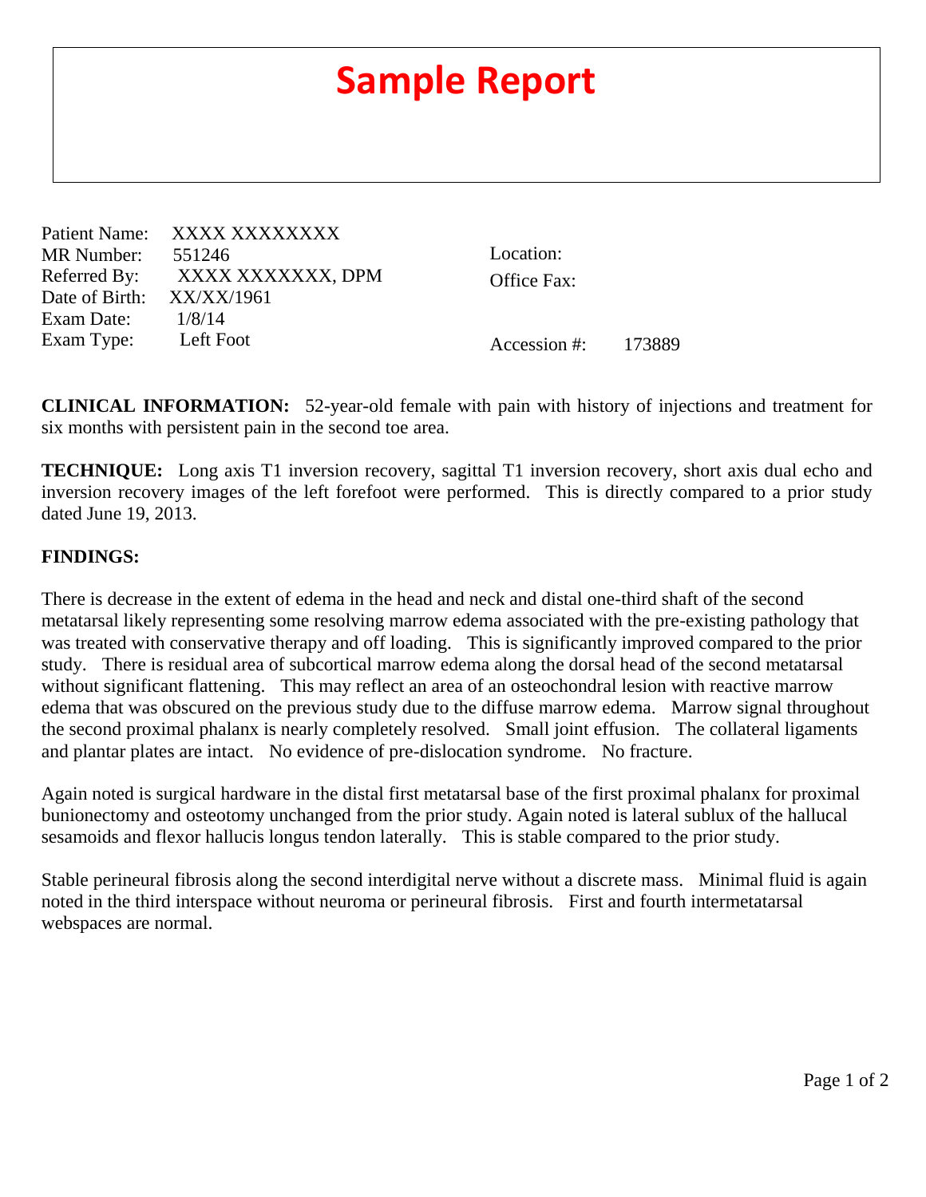# Sample Report

Patient Name: XXXX XXXXXXXX
MR Number: 551246
Referred By: XXXX XXXXXXX, DPM
Date of Birth: XX/XX/1961
Exam Date: 1/8/14
Exam Type: Left Foot

Location:
Office Fax:

Accession #: 173889

**CLINICAL INFORMATION:** 52-year-old female with pain with history of injections and treatment for six months with persistent pain in the second toe area.

**TECHNIQUE:** Long axis T1 inversion recovery, sagittal T1 inversion recovery, short axis dual echo and inversion recovery images of the left forefoot were performed. This is directly compared to a prior study dated June 19, 2013.

**FINDINGS:**

There is decrease in the extent of edema in the head and neck and distal one-third shaft of the second metatarsal likely representing some resolving marrow edema associated with the pre-existing pathology that was treated with conservative therapy and off loading. This is significantly improved compared to the prior study. There is residual area of subcortical marrow edema along the dorsal head of the second metatarsal without significant flattening. This may reflect an area of an osteochondral lesion with reactive marrow edema that was obscured on the previous study due to the diffuse marrow edema. Marrow signal throughout the second proximal phalanx is nearly completely resolved. Small joint effusion. The collateral ligaments and plantar plates are intact. No evidence of pre-dislocation syndrome. No fracture.

Again noted is surgical hardware in the distal first metatarsal base of the first proximal phalanx for proximal bunionectomy and osteotomy unchanged from the prior study. Again noted is lateral sublux of the hallucal sesamoids and flexor hallucis longus tendon laterally. This is stable compared to the prior study.

Stable perineural fibrosis along the second interdigital nerve without a discrete mass. Minimal fluid is again noted in the third interspace without neuroma or perineural fibrosis. First and fourth intermetatarsal webspaces are normal.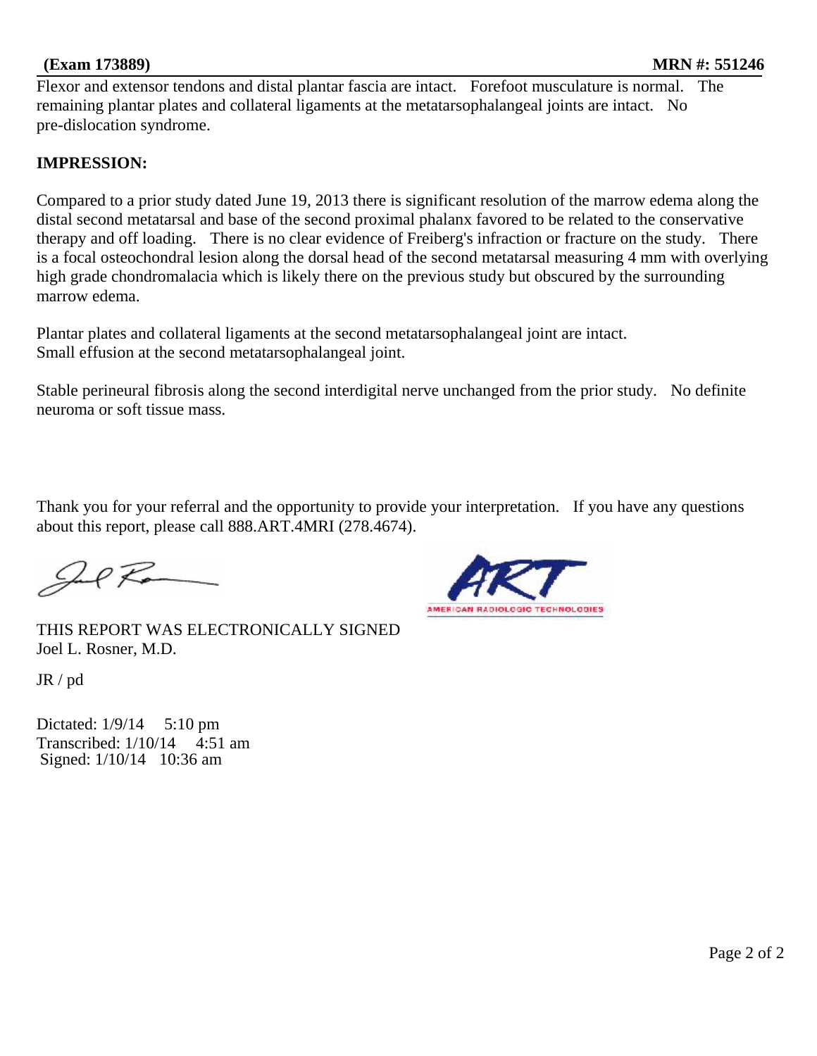Flexor and extensor tendons and distal plantar fascia are intact. Forefoot musculature is normal. The remaining plantar plates and collateral ligaments at the metatarsophalangeal joints are intact. No pre-dislocation syndrome.

**IMPRESSION:**

Compared to a prior study dated June 19, 2013 there is significant resolution of the marrow edema along the distal second metatarsal and base of the second proximal phalanx favored to be related to the conservative therapy and off loading. There is no clear evidence of Freiberg's infraction or fracture on the study. There is a focal osteochondral lesion along the dorsal head of the second metatarsal measuring 4 mm with overlying high grade chondromalacia which is likely there on the previous study but obscured by the surrounding marrow edema.

Plantar plates and collateral ligaments at the second metatarsophalangeal joint are intact.
Small effusion at the second metatarsophalangeal joint.

Stable perineural fibrosis along the second interdigital nerve unchanged from the prior study. No definite neuroma or soft tissue mass.

Thank you for your referral and the opportunity to provide your interpretation. If you have any questions about this report, please call 888.ART.4MRI (278.4674).

AMERICAN RADIOLOGIC TECHNOLOGIES

THIS REPORT WAS ELECTRONICALLY SIGNED
Joel L. Rosner, M.D.

JR / pd

Dictated: 1/9/14 5:10 pm
Transcribed: 1/10/14 4:51 am
Signed: 1/10/14 10:36 am